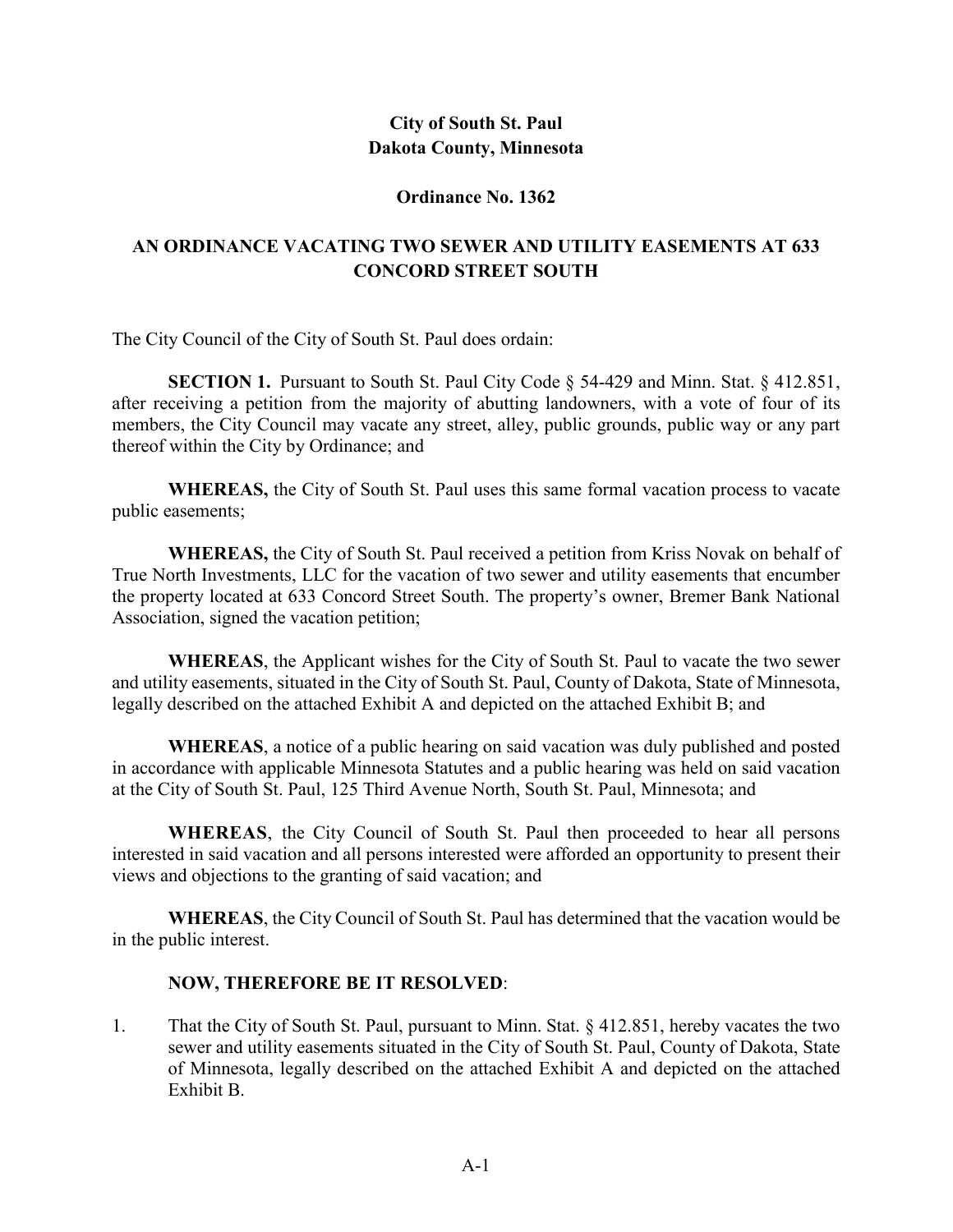**City of South St. Paul**
**Dakota County, Minnesota**

**Ordinance No. 1362**

# AN ORDINANCE VACATING TWO SEWER AND UTILITY EASEMENTS AT 633 CONCORD STREET SOUTH

The City Council of the City of South St. Paul does ordain:

**SECTION 1.** Pursuant to South St. Paul City Code § 54-429 and Minn. Stat. § 412.851, after receiving a petition from the majority of abutting landowners, with a vote of four of its members, the City Council may vacate any street, alley, public grounds, public way or any part thereof within the City by Ordinance; and

**WHEREAS,** the City of South St. Paul uses this same formal vacation process to vacate public easements;

**WHEREAS,** the City of South St. Paul received a petition from Kriss Novak on behalf of True North Investments, LLC for the vacation of two sewer and utility easements that encumber the property located at 633 Concord Street South. The property's owner, Bremer Bank National Association, signed the vacation petition;

**WHEREAS**, the Applicant wishes for the City of South St. Paul to vacate the two sewer and utility easements, situated in the City of South St. Paul, County of Dakota, State of Minnesota, legally described on the attached Exhibit A and depicted on the attached Exhibit B; and

**WHEREAS**, a notice of a public hearing on said vacation was duly published and posted in accordance with applicable Minnesota Statutes and a public hearing was held on said vacation at the City of South St. Paul, 125 Third Avenue North, South St. Paul, Minnesota; and

**WHEREAS**, the City Council of South St. Paul then proceeded to hear all persons interested in said vacation and all persons interested were afforded an opportunity to present their views and objections to the granting of said vacation; and

**WHEREAS**, the City Council of South St. Paul has determined that the vacation would be in the public interest.

**NOW, THEREFORE BE IT RESOLVED**:

1. That the City of South St. Paul, pursuant to Minn. Stat. § 412.851, hereby vacates the two sewer and utility easements situated in the City of South St. Paul, County of Dakota, State of Minnesota, legally described on the attached Exhibit A and depicted on the attached Exhibit B.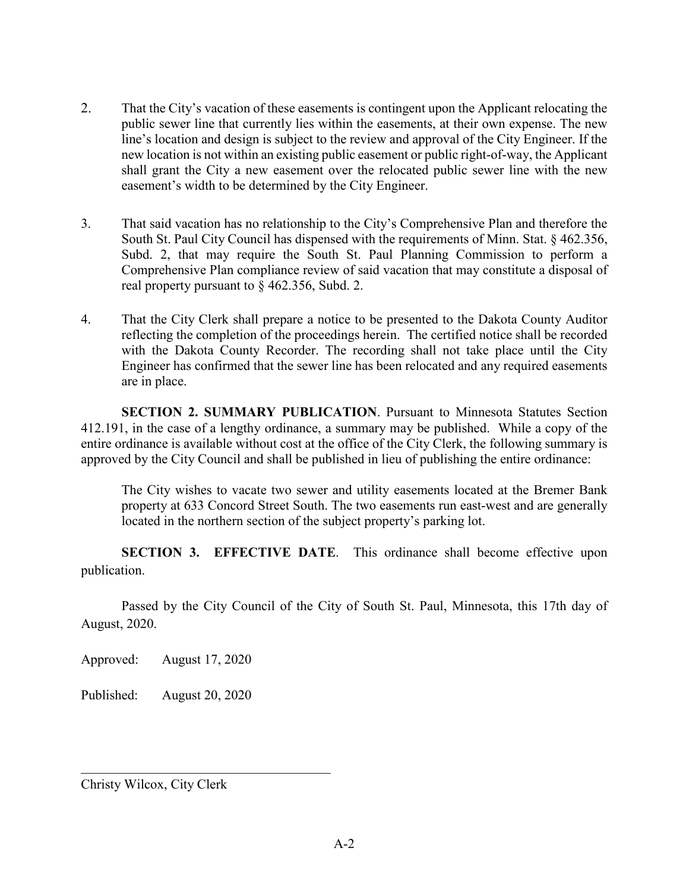2. That the City's vacation of these easements is contingent upon the Applicant relocating the public sewer line that currently lies within the easements, at their own expense. The new line's location and design is subject to the review and approval of the City Engineer. If the new location is not within an existing public easement or public right-of-way, the Applicant shall grant the City a new easement over the relocated public sewer line with the new easement's width to be determined by the City Engineer.

3. That said vacation has no relationship to the City's Comprehensive Plan and therefore the South St. Paul City Council has dispensed with the requirements of Minn. Stat. § 462.356, Subd. 2, that may require the South St. Paul Planning Commission to perform a Comprehensive Plan compliance review of said vacation that may constitute a disposal of real property pursuant to § 462.356, Subd. 2.

4. That the City Clerk shall prepare a notice to be presented to the Dakota County Auditor reflecting the completion of the proceedings herein. The certified notice shall be recorded with the Dakota County Recorder. The recording shall not take place until the City Engineer has confirmed that the sewer line has been relocated and any required easements are in place.

**SECTION 2. SUMMARY PUBLICATION**. Pursuant to Minnesota Statutes Section 412.191, in the case of a lengthy ordinance, a summary may be published. While a copy of the entire ordinance is available without cost at the office of the City Clerk, the following summary is approved by the City Council and shall be published in lieu of publishing the entire ordinance:

> The City wishes to vacate two sewer and utility easements located at the Bremer Bank property at 633 Concord Street South. The two easements run east-west and are generally located in the northern section of the subject property's parking lot.

**SECTION 3. EFFECTIVE DATE**. This ordinance shall become effective upon publication.

Passed by the City Council of the City of South St. Paul, Minnesota, this 17th day of August, 2020.

Approved: August 17, 2020

Published: August 20, 2020

\_\_\_\_\_\_\_\_\_\_\_\_\_\_\_\_\_\_\_\_\_\_\_\_\_\_\_\_\_\_\_\_\_\_\_\_\_\_\_

Christy Wilcox, City Clerk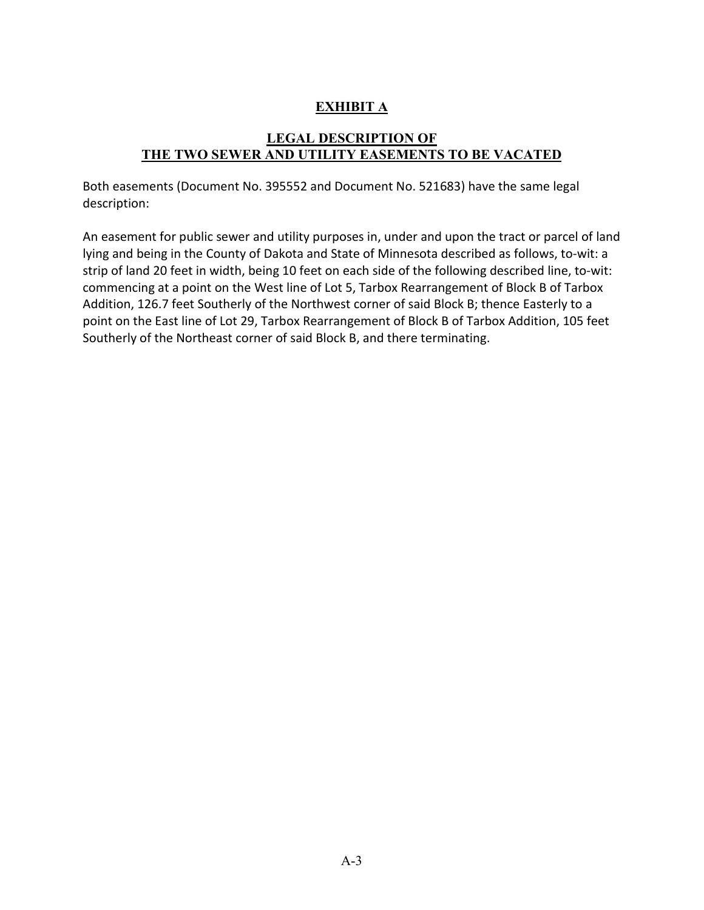# EXHIBIT A

## LEGAL DESCRIPTION OF THE TWO SEWER AND UTILITY EASEMENTS TO BE VACATED

Both easements (Document No. 395552 and Document No. 521683) have the same legal description:

An easement for public sewer and utility purposes in, under and upon the tract or parcel of land lying and being in the County of Dakota and State of Minnesota described as follows, to-wit: a strip of land 20 feet in width, being 10 feet on each side of the following described line, to-wit: commencing at a point on the West line of Lot 5, Tarbox Rearrangement of Block B of Tarbox Addition, 126.7 feet Southerly of the Northwest corner of said Block B; thence Easterly to a point on the East line of Lot 29, Tarbox Rearrangement of Block B of Tarbox Addition, 105 feet Southerly of the Northeast corner of said Block B, and there terminating.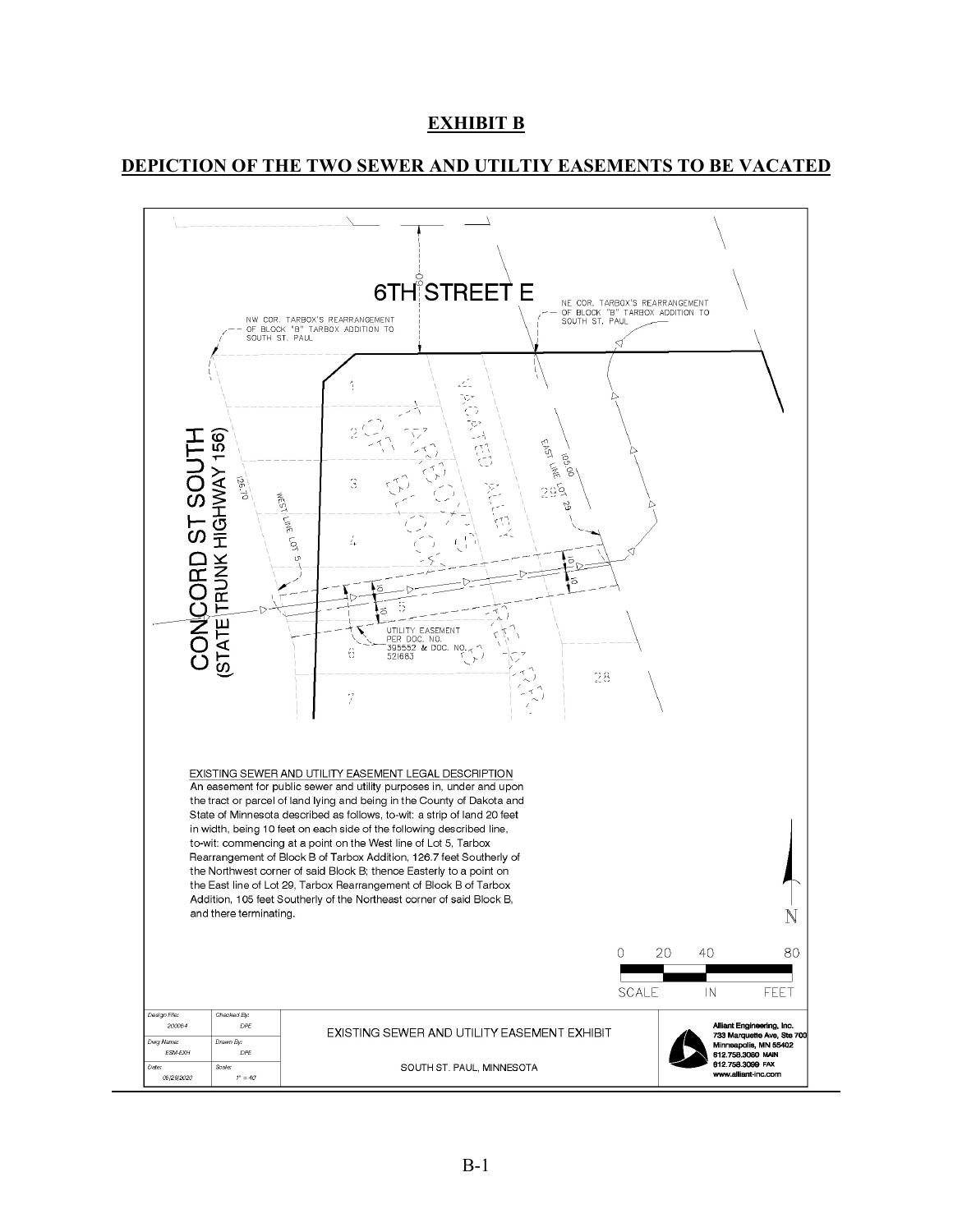# EXHIBIT B

## DEPICTION OF THE TWO SEWER AND UTILTIY EASEMENTS TO BE VACATED

6TH STREET E

NW COR. TARBOX'S REARRANGEMENT OF BLOCK "B" TARBOX ADDITION TO SOUTH ST. PAUL

NE COR. TARBOX'S REARRANGEMENT OF BLOCK "B" TARBOX ADDITION TO SOUTH ST. PAUL

CONCORD ST SOUTH (STATE TRUNK HIGHWAY 156)

126.70

WEST LINE LOT 5

EAST LINE LOT 29

105.00

VACATED ALLEY

TARBOX'S REARR. OF BLOCK B

UTILITY EASEMENT PER DOC. NO. 395552 & DOC. NO. 521683

1, 2, 3, 4, 5, 6, 7, 28, 29

10, 10, 10, 10, 10, 10

EXISTING SEWER AND UTILITY EASEMENT LEGAL DESCRIPTION

An easement for public sewer and utility purposes in, under and upon the tract or parcel of land lying and being in the County of Dakota and State of Minnesota described as follows, to-wit: a strip of land 20 feet in width, being 10 feet on each side of the following described line, to-wit: commencing at a point on the West line of Lot 5, Tarbox Rearrangement of Block B of Tarbox Addition, 126.7 feet Southerly of the Northwest corner of said Block B; thence Easterly to a point on the East line of Lot 29, Tarbox Rearrangement of Block B of Tarbox Addition, 105 feet Southerly of the Northeast corner of said Block B, and there terminating.

N

0 20 40 80

SCALE IN FEET

| | | | |
|---|---|---|---|
| Design File: 200064 | Checked By: DPE | EXISTING SEWER AND UTILITY EASEMENT EXHIBIT | Alliant Engineering, Inc. 733 Marquette Ave, Ste 700 Minneapolis, MN 55402 612.758.3080 MAIN 612.758.3099 FAX www.alliant-inc.com |
| Dwg Name: ESM-EXH | Drawn By: DPE | | |
| Date: 06/29/2020 | Scale: 1" = 40' | SOUTH ST. PAUL, MINNESOTA | |